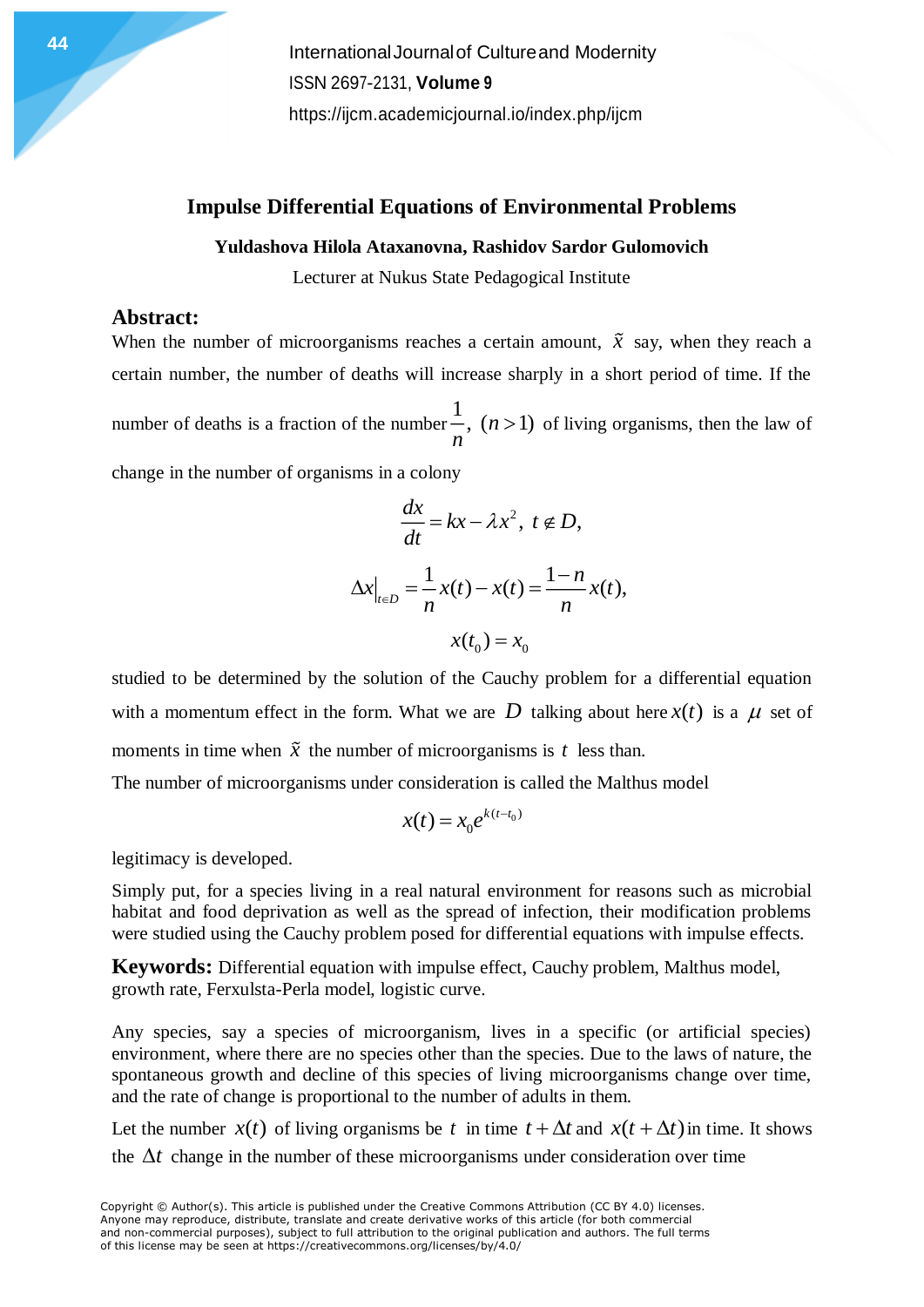# Impulse Differential Equations of Environmental Problems

**Yuldashova Hilola Ataxanovna, Rashidov Sardor Gulomovich**

Lecturer at Nukus State Pedagogical Institute

## Abstract:

When the number of microorganisms reaches a certain amount, $\tilde{x}$ say, when they reach a certain number, the number of deaths will increase sharply in a short period of time. If the number of deaths is a fraction of the number $\frac{1}{n}$, $(n > 1)$ of living organisms, then the law of change in the number of organisms in a colony

$$\frac{dx}{dt} = kx - \lambda x^2, \ t \notin D,$$

$$\Delta x\big|_{t \in D} = \frac{1}{n}x(t) - x(t) = \frac{1-n}{n}x(t),$$

$$x(t_0) = x_0$$

studied to be determined by the solution of the Cauchy problem for a differential equation with a momentum effect in the form. What we are $D$ talking about here $x(t)$ is a $\mu$ set of moments in time when $\tilde{x}$ the number of microorganisms is $t$ less than.

The number of microorganisms under consideration is called the Malthus model

$$x(t) = x_0 e^{k(t-t_0)}$$

legitimacy is developed.

Simply put, for a species living in a real natural environment for reasons such as microbial habitat and food deprivation as well as the spread of infection, their modification problems were studied using the Cauchy problem posed for differential equations with impulse effects.

**Keywords:** Differential equation with impulse effect, Cauchy problem, Malthus model, growth rate, Ferxulsta-Perla model, logistic curve.

Any species, say a species of microorganism, lives in a specific (or artificial species) environment, where there are no species other than the species. Due to the laws of nature, the spontaneous growth and decline of this species of living microorganisms change over time, and the rate of change is proportional to the number of adults in them.

Let the number $x(t)$ of living organisms be $t$ in time $t + \Delta t$ and $x(t + \Delta t)$ in time. It shows the $\Delta t$ change in the number of these microorganisms under consideration over time

Copyright © Author(s). This article is published under the Creative Commons Attribution (CC BY 4.0) licenses. Anyone may reproduce, distribute, translate and create derivative works of this article (for both commercial and non-commercial purposes), subject to full attribution to the original publication and authors. The full terms of this license may be seen at https://creativecommons.org/licenses/by/4.0/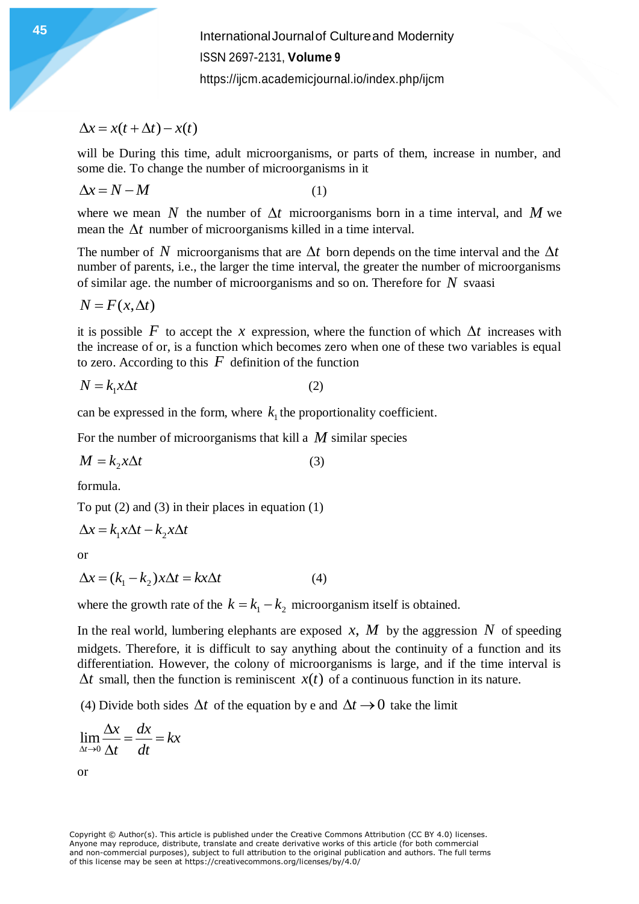$$\Delta x = x(t + \Delta t) - x(t)$$

will be During this time, adult microorganisms, or parts of them, increase in number, and some die. To change the number of microorganisms in it

$$\Delta x = N - M \qquad (1)$$

where we mean $N$ the number of $\Delta t$ microorganisms born in a time interval, and $M$ we mean the $\Delta t$ number of microorganisms killed in a time interval.

The number of $N$ microorganisms that are $\Delta t$ born depends on the time interval and the $\Delta t$ number of parents, i.e., the larger the time interval, the greater the number of microorganisms of similar age. the number of microorganisms and so on. Therefore for $N$ svaasi

$$N = F(x, \Delta t)$$

it is possible $F$ to accept the $x$ expression, where the function of which $\Delta t$ increases with the increase of or, is a function which becomes zero when one of these two variables is equal to zero. According to this $F$ definition of the function

$$N = k_1 x \Delta t \qquad (2)$$

can be expressed in the form, where $k_1$ the proportionality coefficient.

For the number of microorganisms that kill a $M$ similar species

$$M = k_2 x \Delta t \qquad (3)$$

formula.

To put (2) and (3) in their places in equation (1)

$$\Delta x = k_1 x \Delta t - k_2 x \Delta t$$

or

$$\Delta x = (k_1 - k_2) x \Delta t = k x \Delta t \qquad (4)$$

where the growth rate of the $k = k_1 - k_2$ microorganism itself is obtained.

In the real world, lumbering elephants are exposed $x$, $M$ by the aggression $N$ of speeding midgets. Therefore, it is difficult to say anything about the continuity of a function and its differentiation. However, the colony of microorganisms is large, and if the time interval is $\Delta t$ small, then the function is reminiscent $x(t)$ of a continuous function in its nature.

(4) Divide both sides $\Delta t$ of the equation by e and $\Delta t \to 0$ take the limit

$$\lim_{\Delta t \to 0} \frac{\Delta x}{\Delta t} = \frac{dx}{dt} = kx$$

or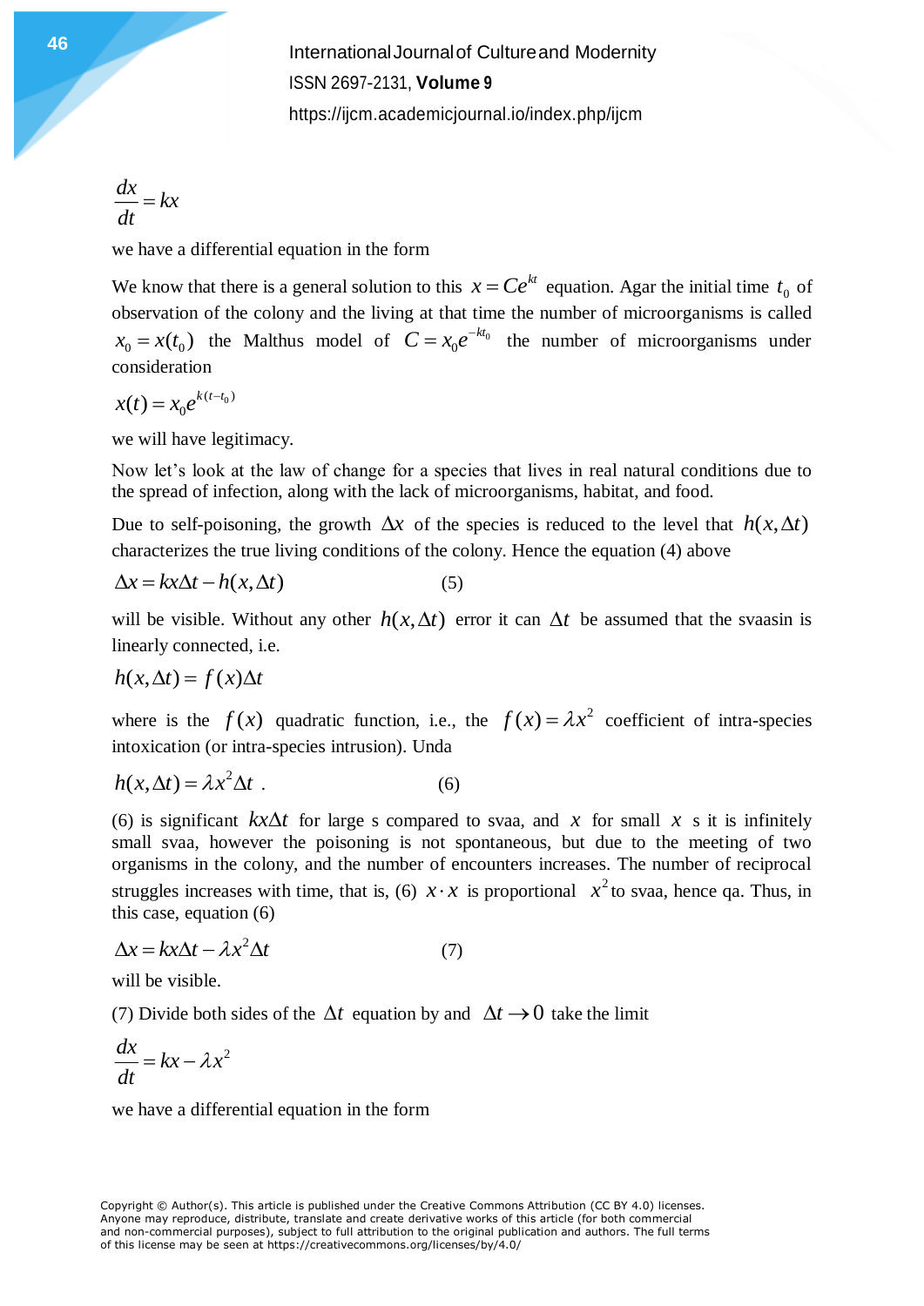$$\frac{dx}{dt} = kx$$

we have a differential equation in the form

We know that there is a general solution to this $x = Ce^{kt}$ equation. Agar the initial time $t_0$ of observation of the colony and the living at that time the number of microorganisms is called $x_0 = x(t_0)$ the Malthus model of $C = x_0 e^{-kt_0}$ the number of microorganisms under consideration

$$x(t) = x_0 e^{k(t-t_0)}$$

we will have legitimacy.

Now let's look at the law of change for a species that lives in real natural conditions due to the spread of infection, along with the lack of microorganisms, habitat, and food.

Due to self-poisoning, the growth $\Delta x$ of the species is reduced to the level that $h(x, \Delta t)$ characterizes the true living conditions of the colony. Hence the equation (4) above

$$\Delta x = kx\Delta t - h(x, \Delta t) \qquad (5)$$

will be visible. Without any other $h(x, \Delta t)$ error it can $\Delta t$ be assumed that the svaasin is linearly connected, i.e.

$$h(x, \Delta t) = f(x)\Delta t$$

where is the $f(x)$ quadratic function, i.e., the $f(x) = \lambda x^2$ coefficient of intra-species intoxication (or intra-species intrusion). Unda

$$h(x, \Delta t) = \lambda x^2 \Delta t \ . \qquad (6)$$

(6) is significant $kx\Delta t$ for large s compared to svaa, and $x$ for small $x$ s it is infinitely small svaa, however the poisoning is not spontaneous, but due to the meeting of two organisms in the colony, and the number of encounters increases. The number of reciprocal struggles increases with time, that is, (6) $x \cdot x$ is proportional $x^2$ to svaa, hence qa. Thus, in this case, equation (6)

$$\Delta x = kx\Delta t - \lambda x^2 \Delta t \qquad (7)$$

will be visible.

(7) Divide both sides of the $\Delta t$ equation by and $\Delta t \to 0$ take the limit

$$\frac{dx}{dt} = kx - \lambda x^2$$

we have a differential equation in the form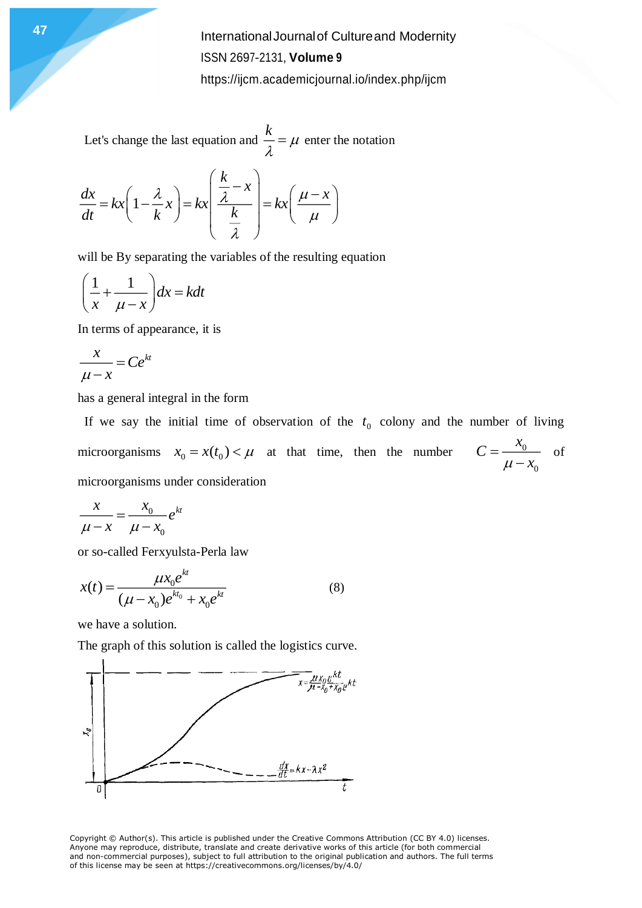Let's change the last equation and $\frac{k}{\lambda} = \mu$ enter the notation

$$\frac{dx}{dt} = kx\left(1 - \frac{\lambda}{k}x\right) = kx\left(\frac{\frac{k}{\lambda} - x}{\frac{k}{\lambda}}\right) = kx\left(\frac{\mu - x}{\mu}\right)$$

will be By separating the variables of the resulting equation

$$\left(\frac{1}{x} + \frac{1}{\mu - x}\right)dx = kdt$$

In terms of appearance, it is

$$\frac{x}{\mu - x} = Ce^{kt}$$

has a general integral in the form

If we say the initial time of observation of the $t_0$ colony and the number of living microorganisms $x_0 = x(t_0) < \mu$ at that time, then the number $C = \frac{x_0}{\mu - x_0}$ of microorganisms under consideration

$$\frac{x}{\mu - x} = \frac{x_0}{\mu - x_0}e^{kt}$$

or so-called Ferxyulsta-Perla law

$$x(t) = \frac{\mu x_0 e^{kt}}{(\mu - x_0)e^{kt_0} + x_0 e^{kt}} \qquad (8)$$

we have a solution.

The graph of this solution is called the logistics curve.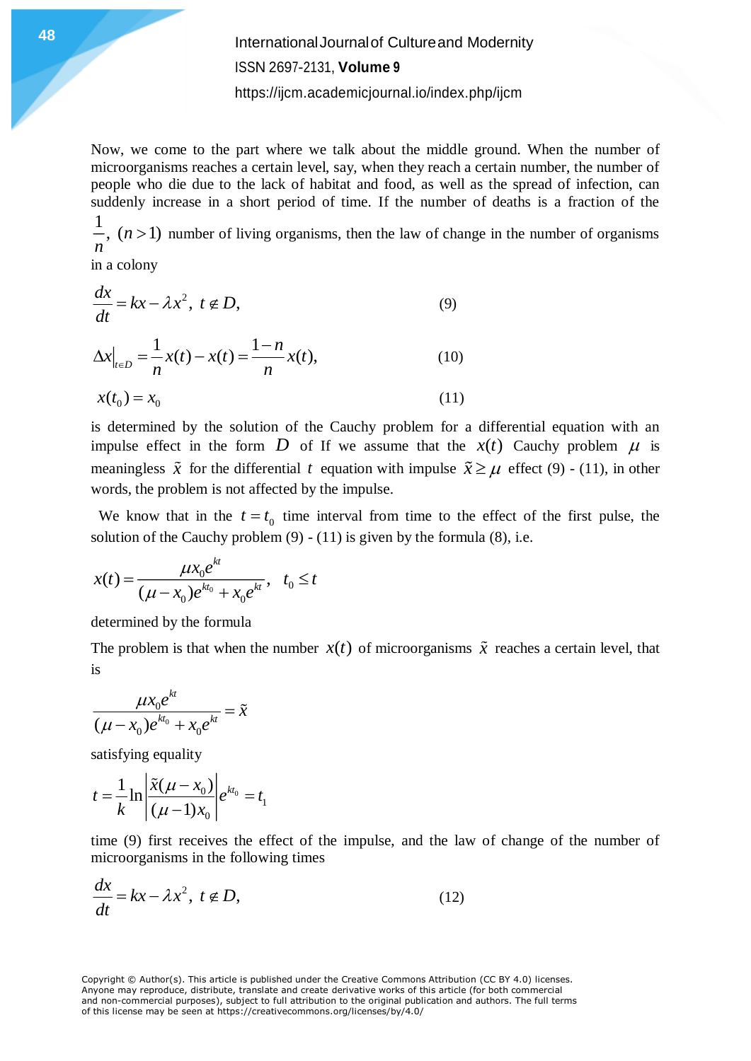Now, we come to the part where we talk about the middle ground. When the number of microorganisms reaches a certain level, say, when they reach a certain number, the number of people who die due to the lack of habitat and food, as well as the spread of infection, can suddenly increase in a short period of time. If the number of deaths is a fraction of the $\frac{1}{n}$, $(n>1)$ number of living organisms, then the law of change in the number of organisms in a colony

$$\frac{dx}{dt}=kx-\lambda x^2,\ t\notin D, \tag{9}$$

$$\Delta x\big|_{t\in D}=\frac{1}{n}x(t)-x(t)=\frac{1-n}{n}x(t), \tag{10}$$

$$x(t_0)=x_0 \tag{11}$$

is determined by the solution of the Cauchy problem for a differential equation with an impulse effect in the form $D$ of If we assume that the $x(t)$ Cauchy problem $\mu$ is meaningless $\tilde{x}$ for the differential $t$ equation with impulse $\tilde{x}\geq\mu$ effect (9) - (11), in other words, the problem is not affected by the impulse.

We know that in the $t=t_0$ time interval from time to the effect of the first pulse, the solution of the Cauchy problem (9) - (11) is given by the formula (8), i.e.

$$x(t)=\frac{\mu x_0 e^{kt}}{(\mu-x_0)e^{kt_0}+x_0 e^{kt}},\quad t_0\leq t$$

determined by the formula

The problem is that when the number $x(t)$ of microorganisms $\tilde{x}$ reaches a certain level, that is

$$\frac{\mu x_0 e^{kt}}{(\mu-x_0)e^{kt_0}+x_0 e^{kt}}=\tilde{x}$$

satisfying equality

$$t=\frac{1}{k}\ln\left|\frac{\tilde{x}(\mu-x_0)}{(\mu-1)x_0}\right|e^{kt_0}=t_1$$

time (9) first receives the effect of the impulse, and the law of change of the number of microorganisms in the following times

$$\frac{dx}{dt}=kx-\lambda x^2,\ t\notin D, \tag{12}$$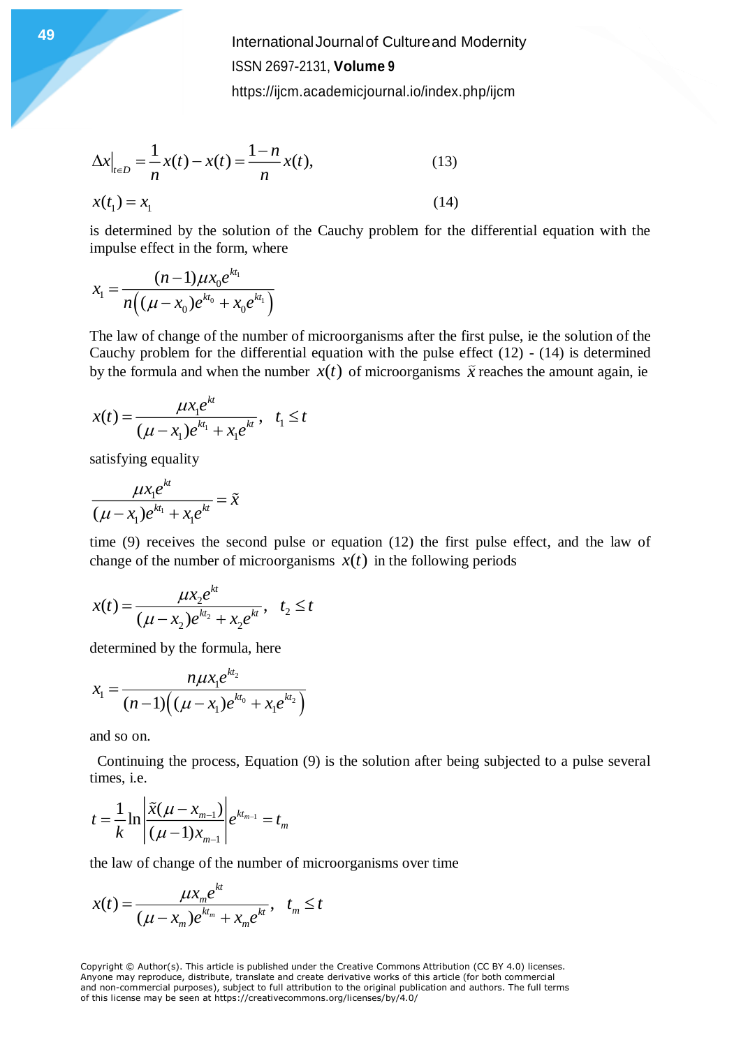$$\Delta x\big|_{t\in D} = \frac{1}{n}x(t) - x(t) = \frac{1-n}{n}x(t), \tag{13}$$

$$x(t_1) = x_1 \tag{14}$$

is determined by the solution of the Cauchy problem for the differential equation with the impulse effect in the form, where

$$x_1 = \frac{(n-1)\mu x_0 e^{kt_1}}{n\left((\mu - x_0)e^{kt_0} + x_0 e^{kt_1}\right)}$$

The law of change of the number of microorganisms after the first pulse, ie the solution of the Cauchy problem for the differential equation with the pulse effect (12) - (14) is determined by the formula and when the number $x(t)$ of microorganisms $\tilde{x}$ reaches the amount again, ie

$$x(t) = \frac{\mu x_1 e^{kt}}{(\mu - x_1)e^{kt_1} + x_1 e^{kt}}, \quad t_1 \le t$$

satisfying equality

$$\frac{\mu x_1 e^{kt}}{(\mu - x_1)e^{kt_1} + x_1 e^{kt}} = \tilde{x}$$

time (9) receives the second pulse or equation (12) the first pulse effect, and the law of change of the number of microorganisms $x(t)$ in the following periods

$$x(t) = \frac{\mu x_2 e^{kt}}{(\mu - x_2)e^{kt_2} + x_2 e^{kt}}, \quad t_2 \le t$$

determined by the formula, here

$$x_1 = \frac{n\mu x_1 e^{kt_2}}{(n-1)\left((\mu - x_1)e^{kt_0} + x_1 e^{kt_2}\right)}$$

and so on.

Continuing the process, Equation (9) is the solution after being subjected to a pulse several times, i.e.

$$t = \frac{1}{k}\ln\left|\frac{\tilde{x}(\mu - x_{m-1})}{(\mu - 1)x_{m-1}}\right| e^{kt_{m-1}} = t_m$$

the law of change of the number of microorganisms over time

$$x(t) = \frac{\mu x_m e^{kt}}{(\mu - x_m)e^{kt_m} + x_m e^{kt}}, \quad t_m \le t$$

Copyright © Author(s). This article is published under the Creative Commons Attribution (CC BY 4.0) licenses. Anyone may reproduce, distribute, translate and create derivative works of this article (for both commercial and non-commercial purposes), subject to full attribution to the original publication and authors. The full terms of this license may be seen at https://creativecommons.org/licenses/by/4.0/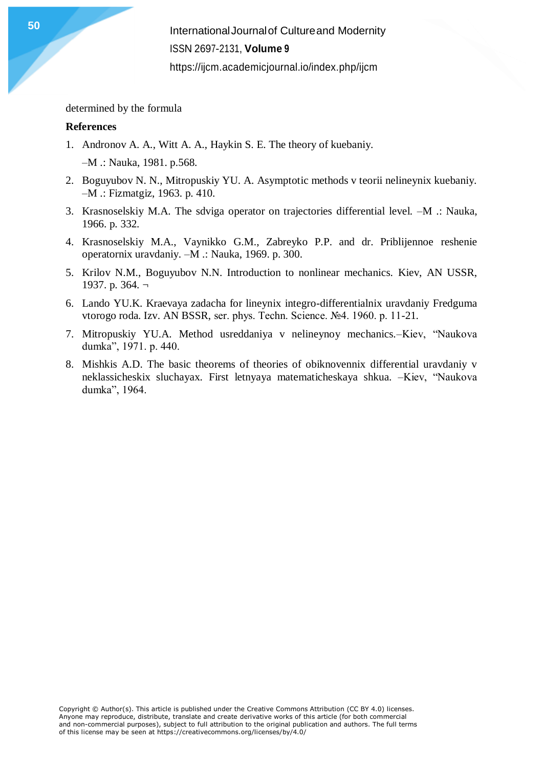determined by the formula

**References**

1. Andronov A. A., Witt A. A., Haykin S. E. The theory of kuebaniy. –M .: Nauka, 1981. p.568.
2. Boguyubov N. N., Mitropuskiy YU. A. Asymptotic methods v teorii nelineynix kuebaniy. –M .: Fizmatgiz, 1963. p. 410.
3. Krasnoselskiy M.A. The sdviga operator on trajectories differential level. –M .: Nauka, 1966. p. 332.
4. Krasnoselskiy M.A., Vaynikko G.M., Zabreyko P.P. and dr. Priblijennoe reshenie operatornix uravdaniy. –M .: Nauka, 1969. p. 300.
5. Krilov N.M., Boguyubov N.N. Introduction to nonlinear mechanics. Kiev, AN USSR, 1937. p. 364. ¬
6. Lando YU.K. Kraevaya zadacha for lineynix integro-differentialnix uravdaniy Fredguma vtorogo roda. Izv. AN BSSR, ser. phys. Techn. Science. №4. 1960. p. 11-21.
7. Mitropuskiy YU.A. Method usreddaniya v nelineynoy mechanics.–Kiev, "Naukova dumka", 1971. p. 440.
8. Mishkis A.D. The basic theorems of theories of obiknovennix differential uravdaniy v neklassicheskix sluchayax. First letnyaya matematicheskaya shkua. –Kiev, "Naukova dumka", 1964.

Copyright © Author(s). This article is published under the Creative Commons Attribution (CC BY 4.0) licenses. Anyone may reproduce, distribute, translate and create derivative works of this article (for both commercial and non-commercial purposes), subject to full attribution to the original publication and authors. The full terms of this license may be seen at https://creativecommons.org/licenses/by/4.0/